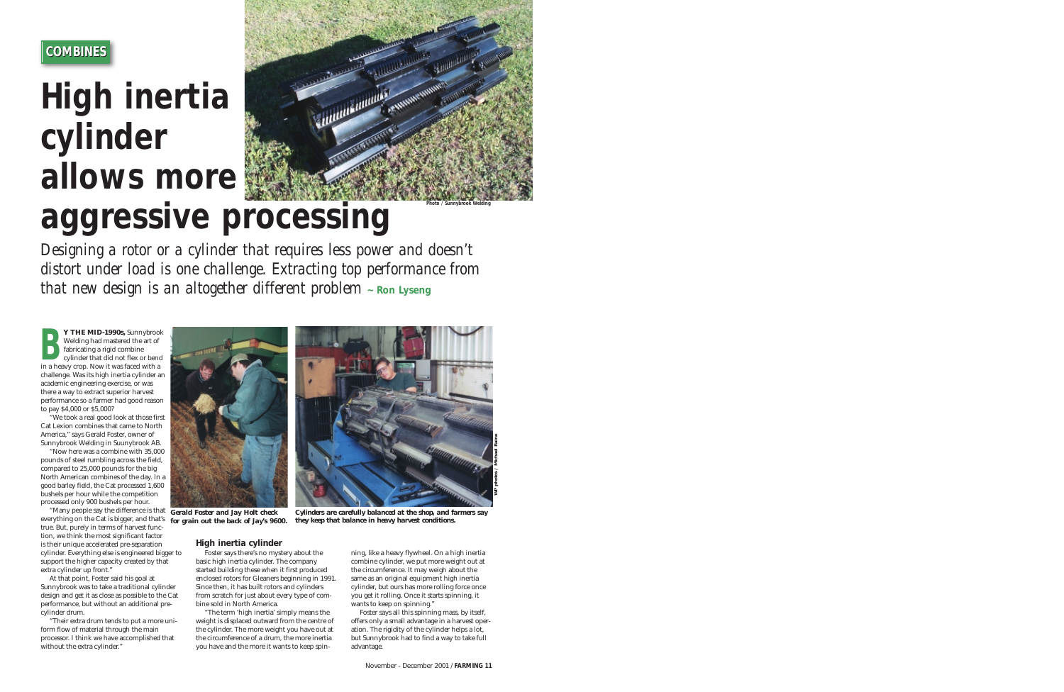COMBINES

# High inertia cylinder allows more aggressive processing

Photo / Sunnybrook Welding

*Designing a rotor or a cylinder that requires less power and doesn't distort under load is one challenge. Extracting top performance from that new design is an altogether different problem* **~ Ron Lyseng**

**BY THE MID-1990s,** Sunnybrook Welding had mastered the art of fabricating a rigid combine cylinder that did not flex or bend in a heavy crop. Now it was faced with a challenge. Was its high inertia cylinder an academic engineering exercise, or was there a way to extract superior harvest performance so a farmer had good reason to pay $4,000 or $5,000?

"We took a real good look at those first Cat Lexion combines that came to North America," says Gerald Foster, owner of Sunnybrook Welding in Suunybrook AB.

"Now here was a combine with 35,000 pounds of steel rumbling across the field, compared to 25,000 pounds for the big North American combines of the day. In a good barley field, the Cat processed 1,600 bushels per hour while the competition processed only 900 bushels per hour.

"Many people say the difference is that everything on the Cat is bigger, and that's true. But, purely in terms of harvest function, we think the most significant factor is their unique accelerated pre-separation cylinder. Everything else is engineered bigger to support the higher capacity created by that extra cylinder up front."

At that point, Foster said his goal at Sunnybrook was to take a traditional cylinder design and get it as close as possible to the Cat performance, but without an additional pre-cylinder drum.

"Their extra drum tends to put a more uniform flow of material through the main processor. I think we have accomplished that without the extra cylinder."

**Gerald Foster and Jay Holt check for grain out the back of Jay's 9600.**

**Cylinders are carefully balanced at the shop, and farmers say they keep that balance in heavy harvest conditions.**

WP photos / Michael Raine

### High inertia cylinder

Foster says there's no mystery about the basic high inertia cylinder. The company started building these when it first produced enclosed rotors for Gleaners beginning in 1991. Since then, it has built rotors and cylinders from scratch for just about every type of combine sold in North America.

"The term 'high inertia' simply means the weight is displaced outward from the centre of the cylinder. The more weight you have out at the circumference of a drum, the more inertia you have and the more it wants to keep spinning, like a heavy flywheel. On a high inertia combine cylinder, we put more weight out at the circumference. It may weigh about the same as an original equipment high inertia cylinder, but ours has more rolling force once you get it rolling. Once it starts spinning, it wants to keep on spinning."

Foster says all this spinning mass, by itself, offers only a small advantage in a harvest operation. The rigidity of the cylinder helps a lot, but Sunnybrook had to find a way to take full advantage.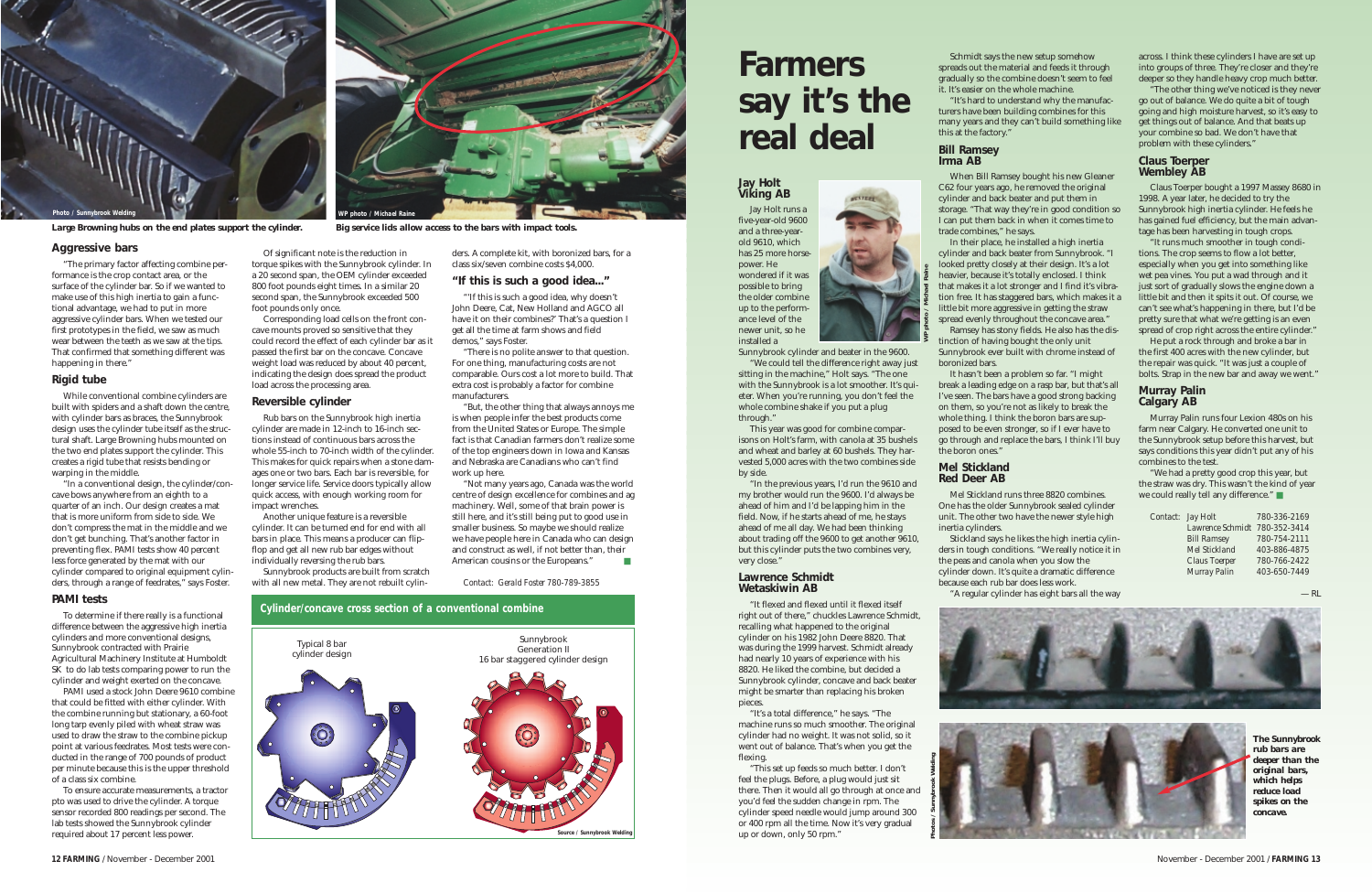Large Browning hubs on the end plates support the cylinder.

Big service lids allow access to the bars with impact tools.

## Aggressive bars

"The primary factor affecting combine performance is the crop contact area, or the surface of the cylinder bar. So if we wanted to make use of this high inertia to gain a functional advantage, we had to put in more aggressive cylinder bars. When we tested our first prototypes in the field, we saw as much wear between the teeth as we saw at the tips. That confirmed that something different was happening in there."

## Rigid tube

While conventional combine cylinders are built with spiders and a shaft down the centre, with cylinder bars as braces, the Sunnybrook design uses the cylinder tube itself as the structural shaft. Large Browning hubs mounted on the two end plates support the cylinder. This creates a rigid tube that resists bending or warping in the middle.

"In a conventional design, the cylinder/concave bows anywhere from an eighth to a quarter of an inch. Our design creates a mat that is more uniform from side to side. We don't compress the mat in the middle and we don't get bunching. That's another factor in preventing flex. PAMI tests show 40 percent less force generated by the mat with our cylinder compared to original equipment cylinders, through a range of feedrates," says Foster.

## PAMI tests

To determine if there really is a functional difference between the aggressive high inertia cylinders and more conventional designs, Sunnybrook contracted with Prairie Agricultural Machinery Institute at Humboldt SK to do lab tests comparing power to run the cylinder and weight exerted on the concave.

PAMI used a stock John Deere 9610 combine that could be fitted with either cylinder. With the combine running but stationary, a 60-foot long tarp evenly piled with wheat straw was used to draw the straw to the combine pickup point at various feedrates. Most tests were conducted in the range of 700 pounds of product per minute because this is the upper threshold of a class six combine.

To ensure accurate measurements, a tractor pto was used to drive the cylinder. A torque sensor recorded 800 readings per second. The lab tests showed the Sunnybrook cylinder required about 17 percent less power.

Of significant note is the reduction in torque spikes with the Sunnybrook cylinder. In a 20 second span, the OEM cylinder exceeded 800 foot pounds eight times. In a similar 20 second span, the Sunnybrook exceeded 500 foot pounds only once.

Corresponding load cells on the front concave mounts proved so sensitive that they could record the effect of each cylinder bar as it passed the first bar on the concave. Concave weight load was reduced by about 40 percent, indicating the design does spread the product load across the processing area.

## Reversible cylinder

Rub bars on the Sunnybrook high inertia cylinder are made in 12-inch to 16-inch sections instead of continuous bars across the whole 55-inch to 70-inch width of the cylinder. This makes for quick repairs when a stone damages one or two bars. Each bar is reversible, for longer service life. Service doors typically allow quick access, with enough working room for impact wrenches.

Another unique feature is a reversible cylinder. It can be turned end for end with all bars in place. This means a producer can flip-flop and get all new rub bar edges without individually reversing the rub bars.

Sunnybrook products are built from scratch with all new metal. They are not rebuilt cylinders. A complete kit, with boronized bars, for a class six/seven combine costs $4,000.

## "If this is such a good idea..."

"'If this is such a good idea, why doesn't John Deere, Cat, New Holland and AGCO all have it on their combines?' That's a question I get all the time at farm shows and field demos," says Foster.

"There is no polite answer to that question. For one thing, manufacturing costs are not comparable. Ours cost a lot more to build. That extra cost is probably a factor for combine manufacturers.

"But, the other thing that always annoys me is when people infer the best products come from the United States or Europe. The simple fact is that Canadian farmers don't realize some of the top engineers down in Iowa and Kansas and Nebraska are Canadians who can't find work up here.

"Not many years ago, Canada was the world centre of design excellence for combines and ag machinery. Well, some of that brain power is still here, and it's still being put to good use in smaller business. So maybe we should realize we have people here in Canada who can design and construct as well, if not better than, their American cousins or the Europeans."

Contact: Gerald Foster 780-789-3855

**Cylinder/concave cross section of a conventional combine**

Typical 8 bar cylinder design

Sunnybrook Generation II 16 bar staggered cylinder design

Source / Sunnybrook Welding

# Farmers say it's the real deal

## Jay Holt
### Viking AB

Jay Holt runs a five-year-old 9600 and a three-year-old 9610, which has 25 more horsepower. He wondered if it was possible to bring the older combine up to the performance level of the newer unit, so he installed a Sunnybrook cylinder and beater in the 9600.

"We could tell the difference right away just sitting in the machine," Holt says. "The one with the Sunnybrook is a lot smoother. It's quieter. When you're running, you don't feel the whole combine shake if you put a plug through."

This year was good for combine comparisons on Holt's farm, with canola at 35 bushels and wheat and barley at 60 bushels. They harvested 5,000 acres with the two combines side by side.

"In the previous years, I'd run the 9610 and my brother would run the 9600. I'd always be ahead of him and I'd be lapping him in the field. Now, if he starts ahead of me, he stays ahead of me all day. We had been thinking about trading off the 9600 to get another 9610, but this cylinder puts the two combines very, very close."

## Lawrence Schmidt
### Wetaskiwin AB

"It flexed and flexed until it flexed itself right out of there," chuckles Lawrence Schmidt, recalling what happened to the original cylinder on his 1982 John Deere 8820. That was during the 1999 harvest. Schmidt already had nearly 10 years of experience with his 8820. He liked the combine, but decided a Sunnybrook cylinder, concave and back beater might be smarter than replacing his broken pieces.

"It's a total difference," he says. "The machine runs so much smoother. The original cylinder had no weight. It was not solid, so it went out of balance. That's when you get the flexing.

"This set up feeds so much better. I don't feel the plugs. Before, a plug would just sit there. Then it would all go through at once and you'd feel the sudden change in rpm. The cylinder speed needle would jump around 300 or 400 rpm all the time. Now it's very gradual up or down, only 50 rpm."

Schmidt says the new setup somehow spreads out the material and feeds it through gradually so the combine doesn't seem to feel it. It's easier on the whole machine.

"It's hard to understand why the manufacturers have been building combines for this many years and they can't build something like this at the factory."

## Bill Ramsey
### Irma AB

When Bill Ramsey bought his new Gleaner C62 four years ago, he removed the original cylinder and back beater and put them in storage. "That way they're in good condition so I can put them back in when it comes time to trade combines," he says.

In their place, he installed a high inertia cylinder and back beater from Sunnybrook. "I looked pretty closely at their design. It's a lot heavier, because it's totally enclosed. I think that makes it a lot stronger and I find it's vibration free. It has staggered bars, which makes it a little bit more aggressive in getting the straw spread evenly throughout the concave area."

Ramsey has stony fields. He also has the distinction of having bought the only unit Sunnybrook ever built with chrome instead of boronized bars.

It hasn't been a problem so far. "I might break a leading edge on a rasp bar, but that's all I've seen. The bars have a good strong backing on them, so you're not as likely to break the whole thing. I think the boron bars are supposed to be even stronger, so if I ever have to go through and replace the bars, I think I'll buy the boron ones."

## Mel Stickland
### Red Deer AB

Mel Stickland runs three 8820 combines. One has the older Sunnybrook sealed cylinder unit. The other two have the newer style high inertia cylinders.

Stickland says he likes the high inertia cylinders in tough conditions. "We really notice it in the peas and canola when you slow the cylinder down. It's quite a dramatic difference because each rub bar does less work.

"A regular cylinder has eight bars all the way across. I think these cylinders I have are set up into groups of three. They're closer and they're deeper so they handle heavy crop much better.

"The other thing we've noticed is they never go out of balance. We do quite a bit of tough going and high moisture harvest, so it's easy to get things out of balance. And that beats up your combine so bad. We don't have that problem with these cylinders."

## Claus Toerper
### Wembley AB

Claus Toerper bought a 1997 Massey 8680 in 1998. A year later, he decided to try the Sunnybrook high inertia cylinder. He feels he has gained fuel efficiency, but the main advantage has been harvesting in tough crops.

"It runs much smoother in tough conditions. The crop seems to flow a lot better, especially when you get into something like wet pea vines. You put a wad through and it just sort of gradually slows the engine down a little bit and then it spits it out. Of course, we can't see what's happening in there, but I'd be pretty sure that what we're getting is an even spread of crop right across the entire cylinder."

He put a rock through and broke a bar in the first 400 acres with the new cylinder, but the repair was quick. "It was just a couple of bolts. Strap in the new bar and away we went."

## Murray Palin
### Calgary AB

Murray Palin runs four Lexion 480s on his farm near Calgary. He converted one unit to the Sunnybrook setup before this harvest, but says conditions this year didn't put any of his combines to the test.

"We had a pretty good crop this year, but the straw was dry. This wasn't the kind of year we could really tell any difference."

| | | |
|---|---|---|
| Contact: | Jay Holt | 780-336-2169 |
| | Lawrence Schmidt | 780-352-3414 |
| | Bill Ramsey | 780-754-2111 |
| | Mel Stickland | 403-886-4875 |
| | Claus Toerper | 780-766-2422 |
| | Murray Palin | 403-650-7449 |

— RL

The Sunnybrook rub bars are deeper than the original bars, which helps reduce load spikes on the concave.